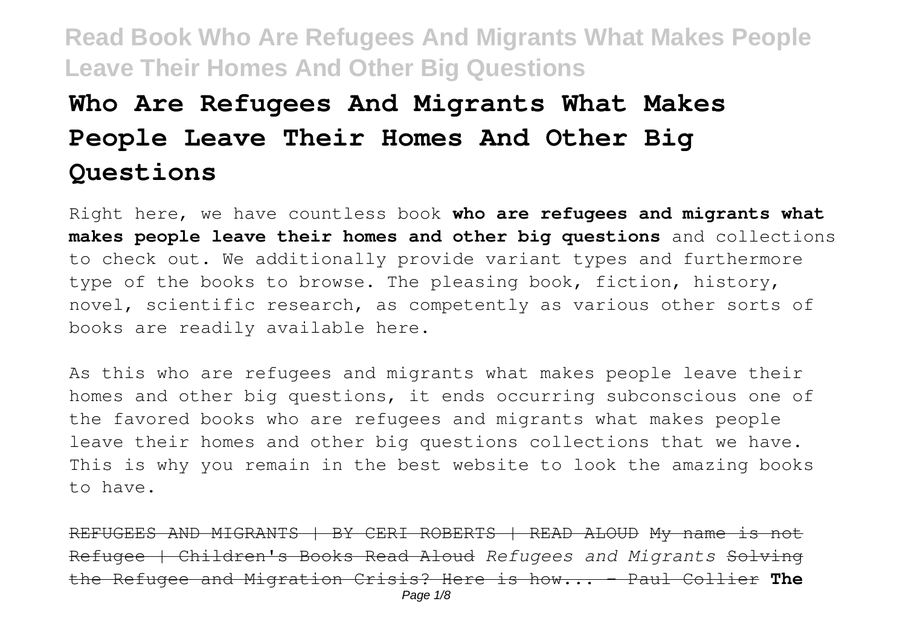# Who Are Refugees And Migrants What Makes People Leave Their Homes And Other Big Questions

Right here, we have countless book **who are refugees and migrants what makes people leave their homes and other big questions** and collections to check out. We additionally provide variant types and furthermore type of the books to browse. The pleasing book, fiction, history, novel, scientific research, as competently as various other sorts of books are readily available here.

As this who are refugees and migrants what makes people leave their homes and other big questions, it ends occurring subconscious one of the favored books who are refugees and migrants what makes people leave their homes and other big questions collections that we have. This is why you remain in the best website to look the amazing books to have.

~~REFUGEES AND MIGRANTS | BY CERI ROBERTS | READ ALOUD~~ ~~My name is not Refugee | Children's Books Read Aloud~~ *Refugees and Migrants* ~~Solving the Refugee and Migration Crisis? Here is how... - Paul Collier~~ **The**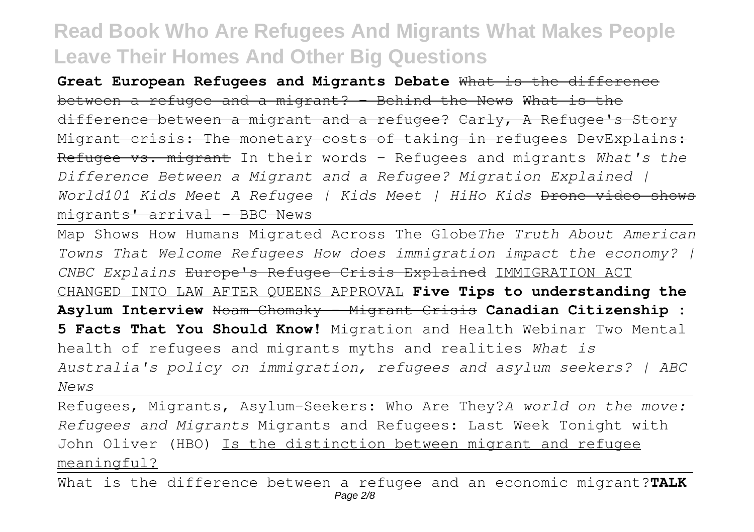**Great European Refugees and Migrants Debate** What is the difference between a refugee and a migrant? - Behind the News What is the difference between a migrant and a refugee? Carly, A Refugee's Story Migrant crisis: The monetary costs of taking in refugees DevExplains: Refugee vs. migrant In their words - Refugees and migrants *What's the Difference Between a Migrant and a Refugee? Migration Explained | World101 Kids Meet A Refugee | Kids Meet | HiHo Kids* Drone video shows migrants' arrival - BBC News

Map Shows How Humans Migrated Across The Globe*The Truth About American Towns That Welcome Refugees How does immigration impact the economy? | CNBC Explains* Europe's Refugee Crisis Explained IMMIGRATION ACT CHANGED INTO LAW AFTER QUEENS APPROVAL **Five Tips to understanding the Asylum Interview** Noam Chomsky - Migrant Crisis **Canadian Citizenship : 5 Facts That You Should Know!** Migration and Health Webinar Two Mental health of refugees and migrants myths and realities *What is Australia's policy on immigration, refugees and asylum seekers? | ABC News*

Refugees, Migrants, Asylum-Seekers: Who Are They?*A world on the move: Refugees and Migrants* Migrants and Refugees: Last Week Tonight with John Oliver (HBO) Is the distinction between migrant and refugee meaningful?

What is the difference between a refugee and an economic migrant?**TALK**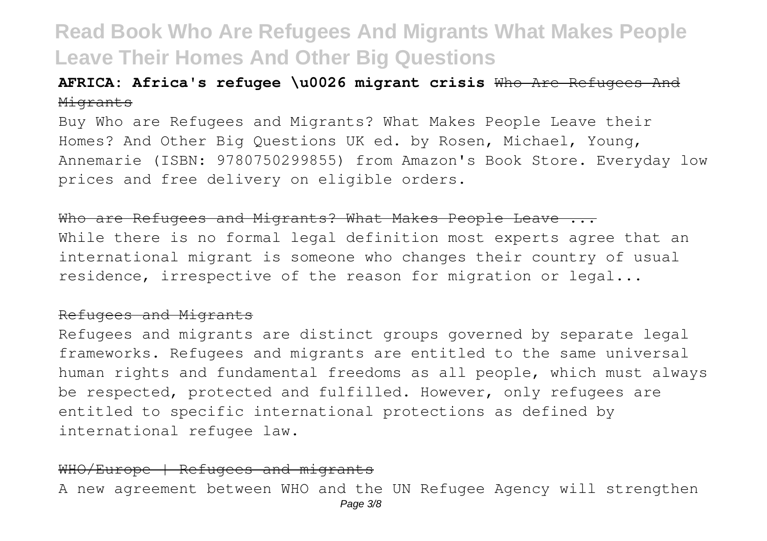**AFRICA: Africa's refugee \u0026 migrant crisis** Who Are Refugees And Migrants

Buy Who are Refugees and Migrants? What Makes People Leave their Homes? And Other Big Questions UK ed. by Rosen, Michael, Young, Annemarie (ISBN: 9780750299855) from Amazon's Book Store. Everyday low prices and free delivery on eligible orders.

Who are Refugees and Migrants? What Makes People Leave ...

While there is no formal legal definition most experts agree that an international migrant is someone who changes their country of usual residence, irrespective of the reason for migration or legal...

Refugees and Migrants

Refugees and migrants are distinct groups governed by separate legal frameworks. Refugees and migrants are entitled to the same universal human rights and fundamental freedoms as all people, which must always be respected, protected and fulfilled. However, only refugees are entitled to specific international protections as defined by international refugee law.

WHO/Europe | Refugees and migrants

A new agreement between WHO and the UN Refugee Agency will strengthen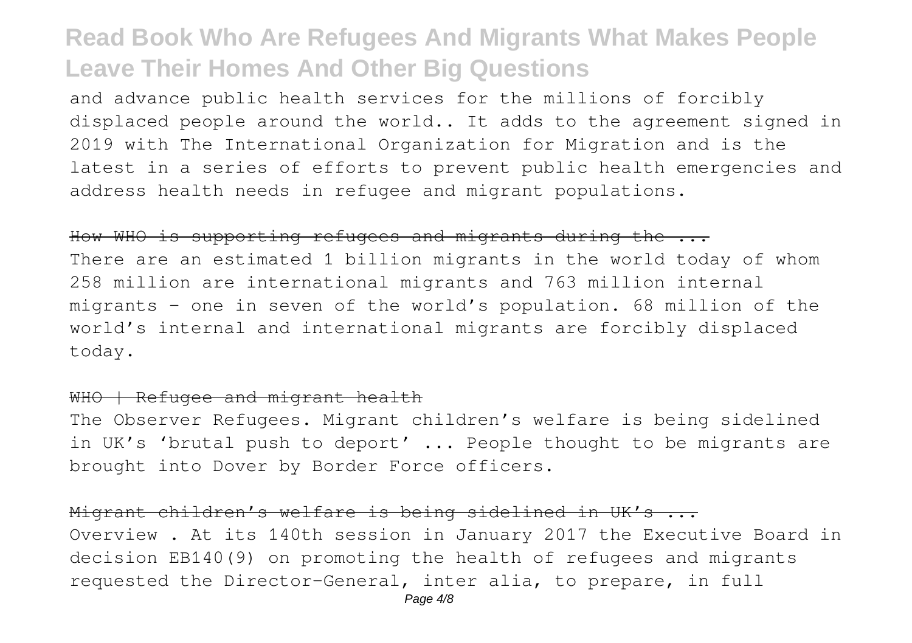and advance public health services for the millions of forcibly displaced people around the world.. It adds to the agreement signed in 2019 with The International Organization for Migration and is the latest in a series of efforts to prevent public health emergencies and address health needs in refugee and migrant populations.

## How WHO is supporting refugees and migrants during the ...

There are an estimated 1 billion migrants in the world today of whom 258 million are international migrants and 763 million internal migrants – one in seven of the world's population. 68 million of the world's internal and international migrants are forcibly displaced today.

## WHO | Refugee and migrant health

The Observer Refugees. Migrant children's welfare is being sidelined in UK's 'brutal push to deport' ... People thought to be migrants are brought into Dover by Border Force officers.

## Migrant children's welfare is being sidelined in UK's ...

Overview . At its 140th session in January 2017 the Executive Board in decision EB140(9) on promoting the health of refugees and migrants requested the Director-General, inter alia, to prepare, in full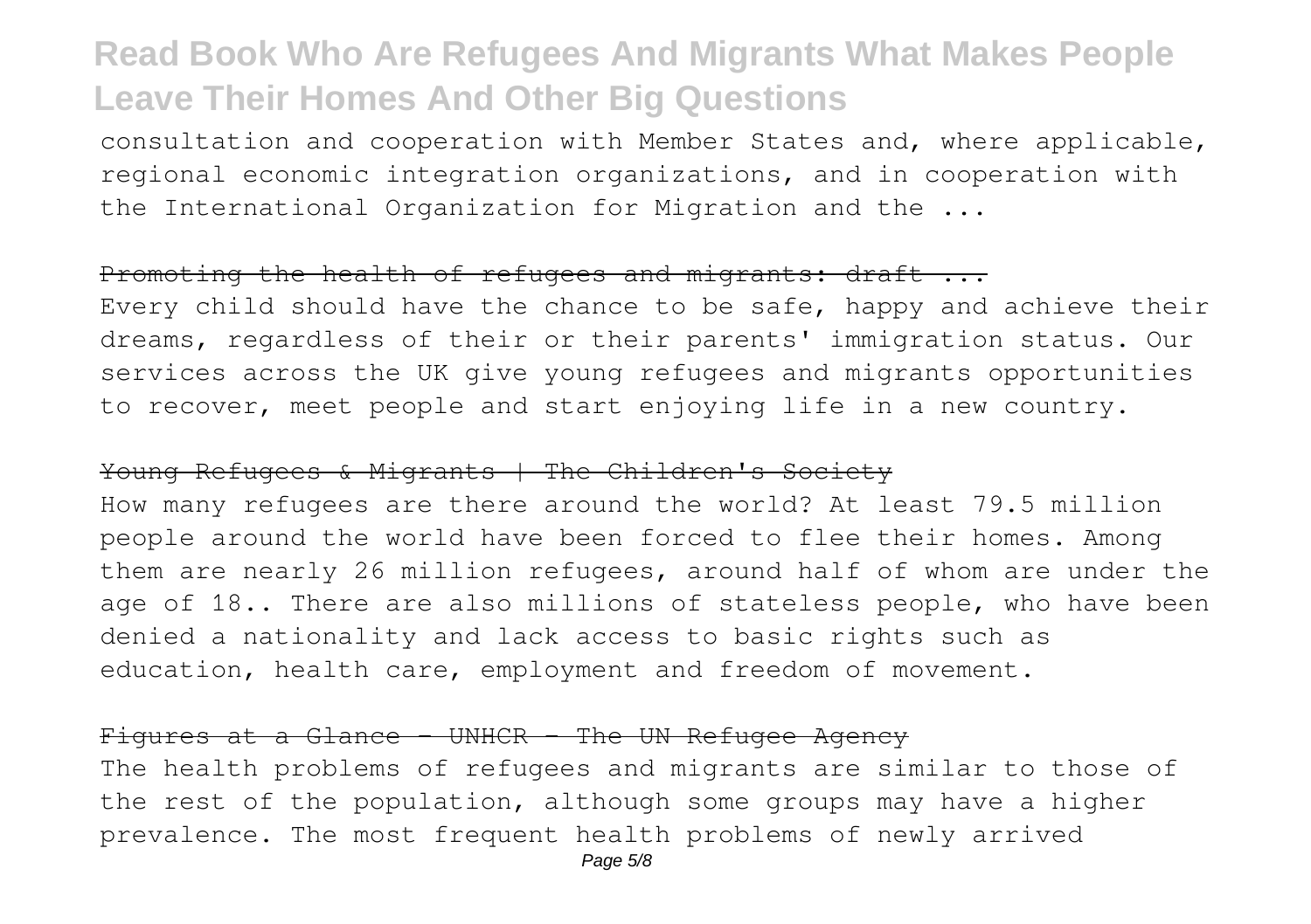consultation and cooperation with Member States and, where applicable, regional economic integration organizations, and in cooperation with the International Organization for Migration and the ...

~~Promoting the health of refugees and migrants: draft ...~~

Every child should have the chance to be safe, happy and achieve their dreams, regardless of their or their parents' immigration status. Our services across the UK give young refugees and migrants opportunities to recover, meet people and start enjoying life in a new country.

~~Young Refugees & Migrants | The Children's Society~~

How many refugees are there around the world? At least 79.5 million people around the world have been forced to flee their homes. Among them are nearly 26 million refugees, around half of whom are under the age of 18.. There are also millions of stateless people, who have been denied a nationality and lack access to basic rights such as education, health care, employment and freedom of movement.

~~Figures at a Glance - UNHCR - The UN Refugee Agency~~

The health problems of refugees and migrants are similar to those of the rest of the population, although some groups may have a higher prevalence. The most frequent health problems of newly arrived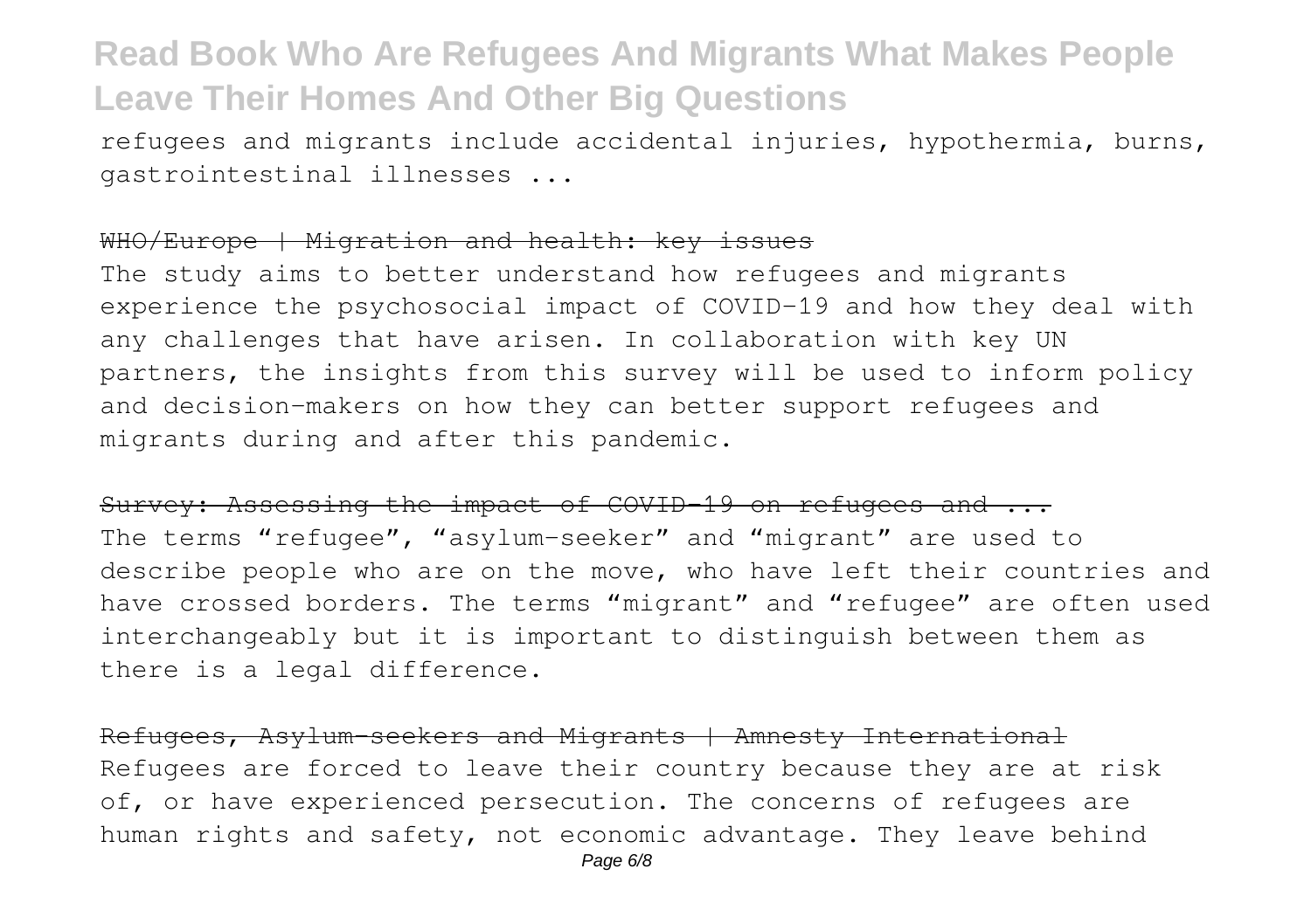refugees and migrants include accidental injuries, hypothermia, burns, gastrointestinal illnesses ...

WHO/Europe | Migration and health: key issues

The study aims to better understand how refugees and migrants experience the psychosocial impact of COVID-19 and how they deal with any challenges that have arisen. In collaboration with key UN partners, the insights from this survey will be used to inform policy and decision-makers on how they can better support refugees and migrants during and after this pandemic.

Survey: Assessing the impact of COVID-19 on refugees and ...

The terms "refugee", "asylum-seeker" and "migrant" are used to describe people who are on the move, who have left their countries and have crossed borders. The terms "migrant" and "refugee" are often used interchangeably but it is important to distinguish between them as there is a legal difference.

Refugees, Asylum-seekers and Migrants | Amnesty International

Refugees are forced to leave their country because they are at risk of, or have experienced persecution. The concerns of refugees are human rights and safety, not economic advantage. They leave behind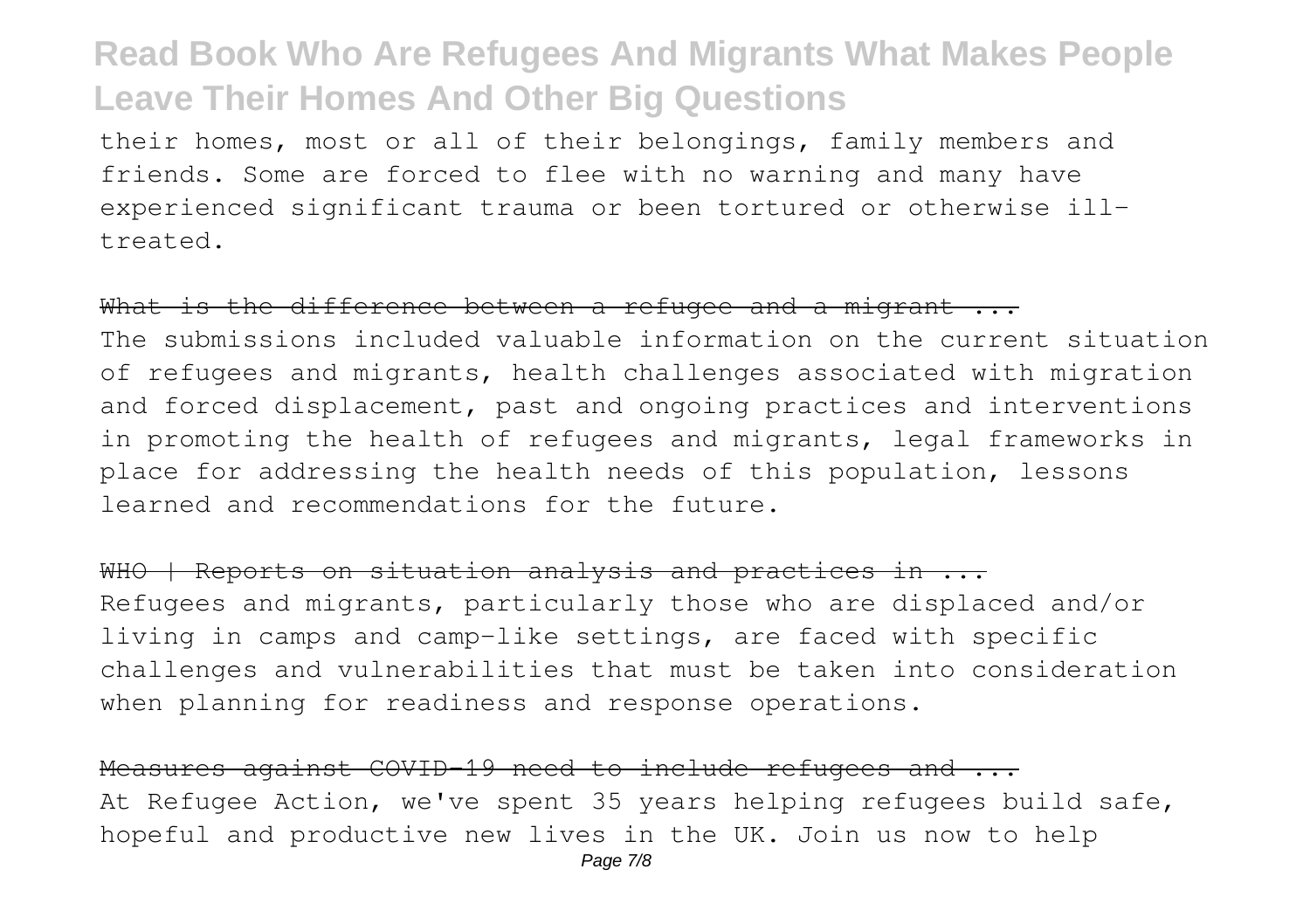their homes, most or all of their belongings, family members and friends. Some are forced to flee with no warning and many have experienced significant trauma or been tortured or otherwise ill-treated.

~~What is the difference between a refugee and a migrant ...~~

The submissions included valuable information on the current situation of refugees and migrants, health challenges associated with migration and forced displacement, past and ongoing practices and interventions in promoting the health of refugees and migrants, legal frameworks in place for addressing the health needs of this population, lessons learned and recommendations for the future.

~~WHO | Reports on situation analysis and practices in ...~~

Refugees and migrants, particularly those who are displaced and/or living in camps and camp-like settings, are faced with specific challenges and vulnerabilities that must be taken into consideration when planning for readiness and response operations.

~~Measures against COVID-19 need to include refugees and ...~~

At Refugee Action, we've spent 35 years helping refugees build safe, hopeful and productive new lives in the UK. Join us now to help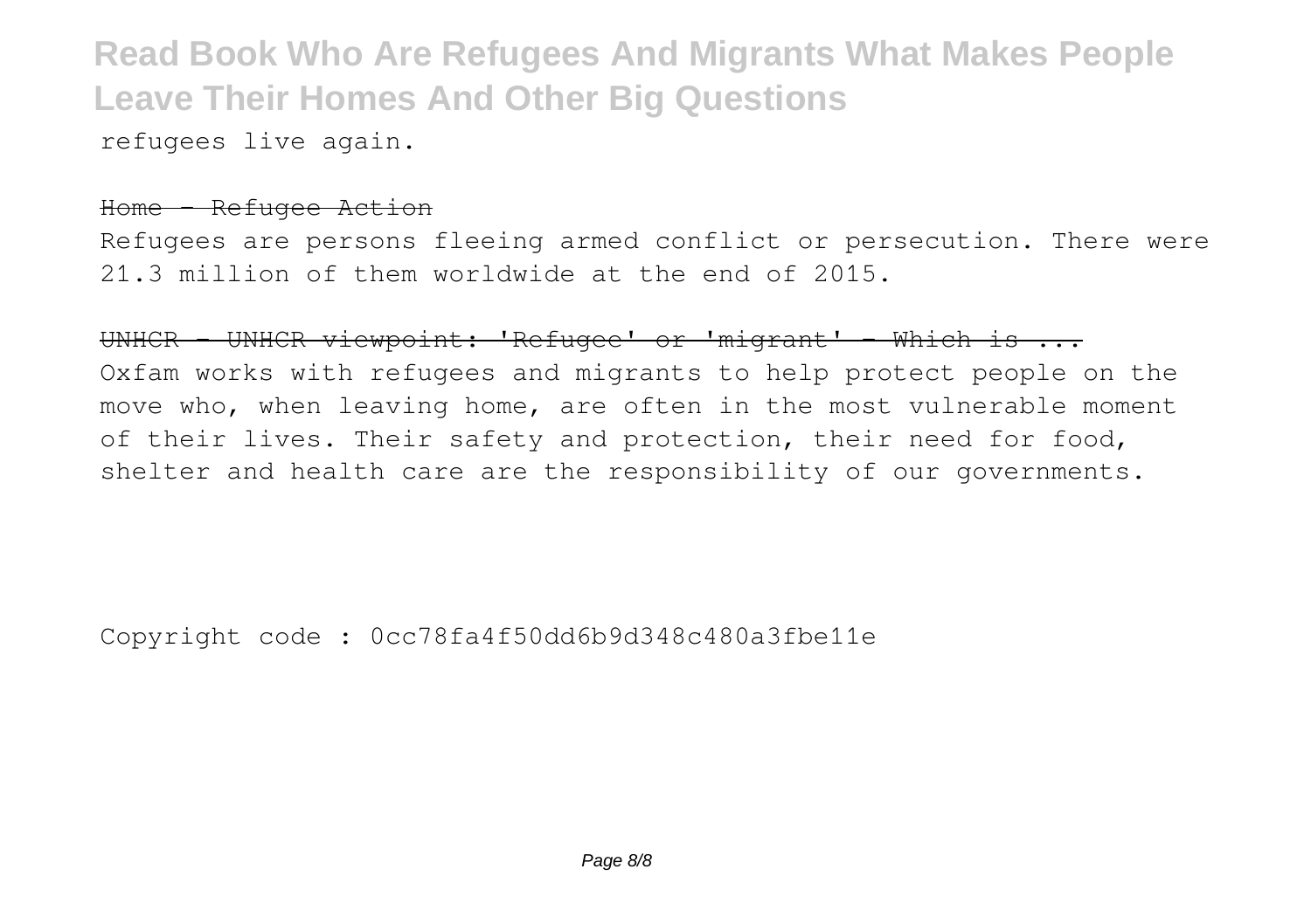refugees live again.

Home - Refugee Action

Refugees are persons fleeing armed conflict or persecution. There were 21.3 million of them worldwide at the end of 2015.

UNHCR - UNHCR viewpoint: 'Refugee' or 'migrant' - Which is ...

Oxfam works with refugees and migrants to help protect people on the move who, when leaving home, are often in the most vulnerable moment of their lives. Their safety and protection, their need for food, shelter and health care are the responsibility of our governments.

Copyright code : 0cc78fa4f50dd6b9d348c480a3fbe11e